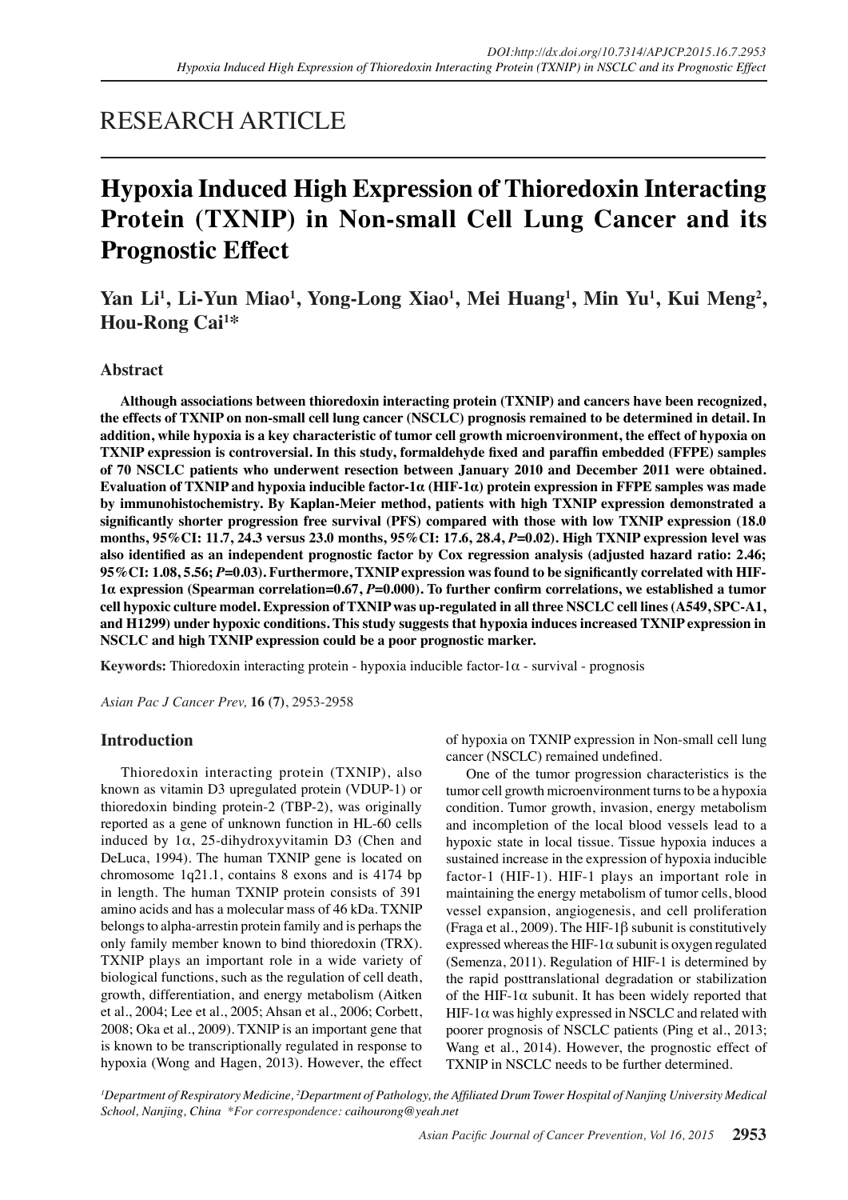# RESEARCH ARTICLE

# Hypoxia Induced High Expression of Thioredoxin Interacting Protein (TXNIP) in Non-small Cell Lung Cancer and its Prognostic Effect

**Yan Li[1], Li-Yun Miao[1], Yong-Long Xiao[1], Mei Huang[1], Min Yu[1], Kui Meng[2], Hou-Rong Cai[1]***

## Abstract

**Although associations between thioredoxin interacting protein (TXNIP) and cancers have been recognized, the effects of TXNIP on non-small cell lung cancer (NSCLC) prognosis remained to be determined in detail. In addition, while hypoxia is a key characteristic of tumor cell growth microenvironment, the effect of hypoxia on TXNIP expression is controversial. In this study, formaldehyde fixed and paraffin embedded (FFPE) samples of 70 NSCLC patients who underwent resection between January 2010 and December 2011 were obtained. Evaluation of TXNIP and hypoxia inducible factor-1α (HIF-1α) protein expression in FFPE samples was made by immunohistochemistry. By Kaplan-Meier method, patients with high TXNIP expression demonstrated a significantly shorter progression free survival (PFS) compared with those with low TXNIP expression (18.0 months, 95%CI: 11.7, 24.3 versus 23.0 months, 95%CI: 17.6, 28.4, *P*=0.02). High TXNIP expression level was also identified as an independent prognostic factor by Cox regression analysis (adjusted hazard ratio: 2.46; 95%CI: 1.08, 5.56; *P*=0.03). Furthermore, TXNIP expression was found to be significantly correlated with HIF-1α expression (Spearman correlation=0.67, *P*=0.000). To further confirm correlations, we established a tumor cell hypoxic culture model. Expression of TXNIP was up-regulated in all three NSCLC cell lines (A549, SPC-A1, and H1299) under hypoxic conditions. This study suggests that hypoxia induces increased TXNIP expression in NSCLC and high TXNIP expression could be a poor prognostic marker.**

**Keywords:** Thioredoxin interacting protein - hypoxia inducible factor-1α - survival - prognosis

*Asian Pac J Cancer Prev,* **16 (7)**, 2953-2958

## Introduction

Thioredoxin interacting protein (TXNIP), also known as vitamin D3 upregulated protein (VDUP-1) or thioredoxin binding protein-2 (TBP-2), was originally reported as a gene of unknown function in HL-60 cells induced by 1α, 25-dihydroxyvitamin D3 (Chen and DeLuca, 1994). The human TXNIP gene is located on chromosome 1q21.1, contains 8 exons and is 4174 bp in length. The human TXNIP protein consists of 391 amino acids and has a molecular mass of 46 kDa. TXNIP belongs to alpha-arrestin protein family and is perhaps the only family member known to bind thioredoxin (TRX). TXNIP plays an important role in a wide variety of biological functions, such as the regulation of cell death, growth, differentiation, and energy metabolism (Aitken et al., 2004; Lee et al., 2005; Ahsan et al., 2006; Corbett, 2008; Oka et al., 2009). TXNIP is an important gene that is known to be transcriptionally regulated in response to hypoxia (Wong and Hagen, 2013). However, the effect of hypoxia on TXNIP expression in Non-small cell lung cancer (NSCLC) remained undefined.

One of the tumor progression characteristics is the tumor cell growth microenvironment turns to be a hypoxia condition. Tumor growth, invasion, energy metabolism and incompletion of the local blood vessels lead to a hypoxic state in local tissue. Tissue hypoxia induces a sustained increase in the expression of hypoxia inducible factor-1 (HIF-1). HIF-1 plays an important role in maintaining the energy metabolism of tumor cells, blood vessel expansion, angiogenesis, and cell proliferation (Fraga et al., 2009). The HIF-1β subunit is constitutively expressed whereas the HIF-1α subunit is oxygen regulated (Semenza, 2011). Regulation of HIF-1 is determined by the rapid posttranslational degradation or stabilization of the HIF-1α subunit. It has been widely reported that HIF-1α was highly expressed in NSCLC and related with poorer prognosis of NSCLC patients (Ping et al., 2013; Wang et al., 2014). However, the prognostic effect of TXNIP in NSCLC needs to be further determined.

*[1]Department of Respiratory Medicine, [2]Department of Pathology, the Affiliated Drum Tower Hospital of Nanjing University Medical School, Nanjing, China \*For correspondence: caihourong@yeah.net*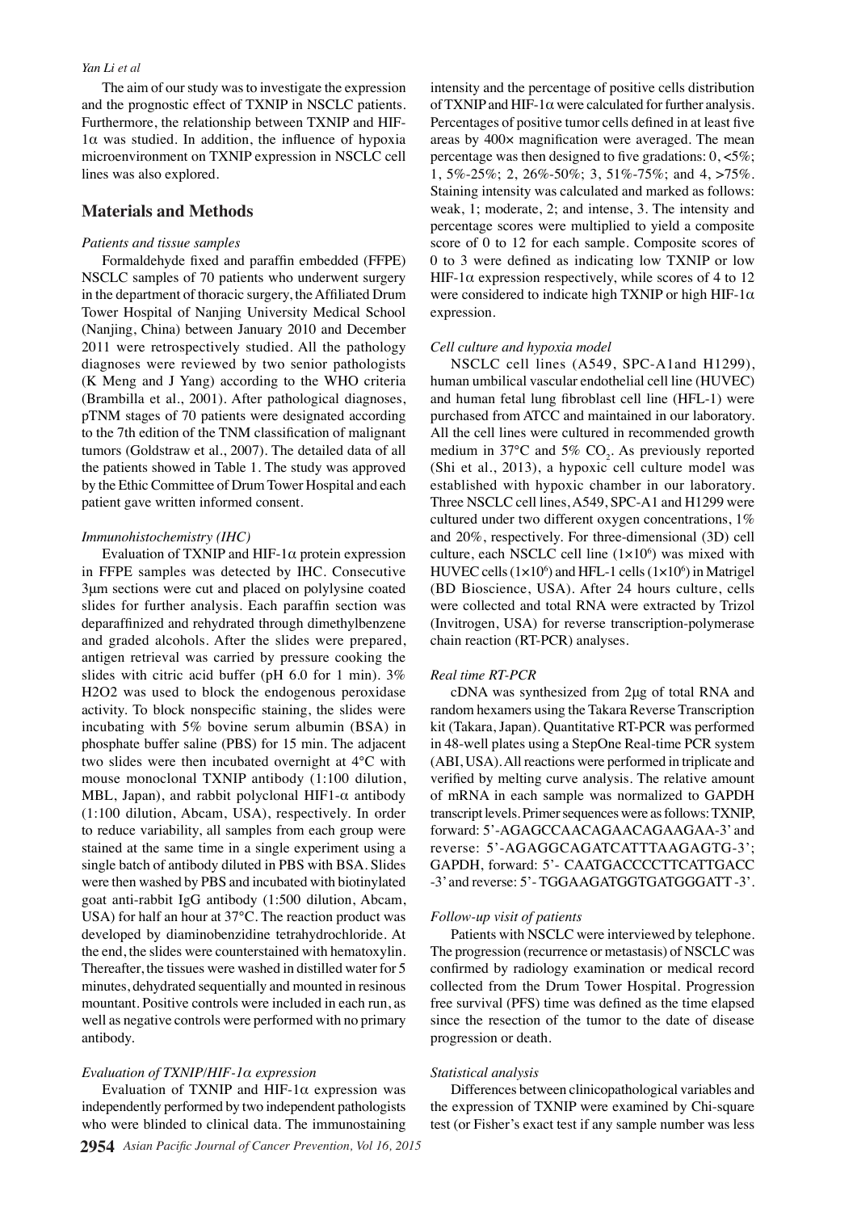The aim of our study was to investigate the expression and the prognostic effect of TXNIP in NSCLC patients. Furthermore, the relationship between TXNIP and HIF-1α was studied. In addition, the influence of hypoxia microenvironment on TXNIP expression in NSCLC cell lines was also explored.

## Materials and Methods

### *Patients and tissue samples*

Formaldehyde fixed and paraffin embedded (FFPE) NSCLC samples of 70 patients who underwent surgery in the department of thoracic surgery, the Affiliated Drum Tower Hospital of Nanjing University Medical School (Nanjing, China) between January 2010 and December 2011 were retrospectively studied. All the pathology diagnoses were reviewed by two senior pathologists (K Meng and J Yang) according to the WHO criteria (Brambilla et al., 2001). After pathological diagnoses, pTNM stages of 70 patients were designated according to the 7th edition of the TNM classification of malignant tumors (Goldstraw et al., 2007). The detailed data of all the patients showed in Table 1. The study was approved by the Ethic Committee of Drum Tower Hospital and each patient gave written informed consent.

### *Immunohistochemistry (IHC)*

Evaluation of TXNIP and HIF-1α protein expression in FFPE samples was detected by IHC. Consecutive 3μm sections were cut and placed on polylysine coated slides for further analysis. Each paraffin section was deparaffinized and rehydrated through dimethylbenzene and graded alcohols. After the slides were prepared, antigen retrieval was carried by pressure cooking the slides with citric acid buffer (pH 6.0 for 1 min). 3% H2O2 was used to block the endogenous peroxidase activity. To block nonspecific staining, the slides were incubating with 5% bovine serum albumin (BSA) in phosphate buffer saline (PBS) for 15 min. The adjacent two slides were then incubated overnight at 4°C with mouse monoclonal TXNIP antibody (1:100 dilution, MBL, Japan), and rabbit polyclonal HIF1-α antibody (1:100 dilution, Abcam, USA), respectively. In order to reduce variability, all samples from each group were stained at the same time in a single experiment using a single batch of antibody diluted in PBS with BSA. Slides were then washed by PBS and incubated with biotinylated goat anti-rabbit IgG antibody (1:500 dilution, Abcam, USA) for half an hour at 37°C. The reaction product was developed by diaminobenzidine tetrahydrochloride. At the end, the slides were counterstained with hematoxylin. Thereafter, the tissues were washed in distilled water for 5 minutes, dehydrated sequentially and mounted in resinous mountant. Positive controls were included in each run, as well as negative controls were performed with no primary antibody.

### *Evaluation of TXNIP/HIF-1α expression*

Evaluation of TXNIP and HIF-1α expression was independently performed by two independent pathologists who were blinded to clinical data. The immunostaining intensity and the percentage of positive cells distribution of TXNIP and HIF-1α were calculated for further analysis. Percentages of positive tumor cells defined in at least five areas by 400× magnification were averaged. The mean percentage was then designed to five gradations: 0, <5%; 1, 5%-25%; 2, 26%-50%; 3, 51%-75%; and 4, >75%. Staining intensity was calculated and marked as follows: weak, 1; moderate, 2; and intense, 3. The intensity and percentage scores were multiplied to yield a composite score of 0 to 12 for each sample. Composite scores of 0 to 3 were defined as indicating low TXNIP or low HIF-1α expression respectively, while scores of 4 to 12 were considered to indicate high TXNIP or high HIF-1α expression.

### *Cell culture and hypoxia model*

NSCLC cell lines (A549, SPC-A1and H1299), human umbilical vascular endothelial cell line (HUVEC) and human fetal lung fibroblast cell line (HFL-1) were purchased from ATCC and maintained in our laboratory. All the cell lines were cultured in recommended growth medium in 37°C and 5% $CO_2$. As previously reported (Shi et al., 2013), a hypoxic cell culture model was established with hypoxic chamber in our laboratory. Three NSCLC cell lines, A549, SPC-A1 and H1299 were cultured under two different oxygen concentrations, 1% and 20%, respectively. For three-dimensional (3D) cell culture, each NSCLC cell line ($1\times10^6$) was mixed with HUVEC cells ($1\times10^6$) and HFL-1 cells ($1\times10^6$) in Matrigel (BD Bioscience, USA). After 24 hours culture, cells were collected and total RNA were extracted by Trizol (Invitrogen, USA) for reverse transcription-polymerase chain reaction (RT-PCR) analyses.

### *Real time RT-PCR*

cDNA was synthesized from 2μg of total RNA and random hexamers using the Takara Reverse Transcription kit (Takara, Japan). Quantitative RT-PCR was performed in 48-well plates using a StepOne Real-time PCR system (ABI, USA). All reactions were performed in triplicate and verified by melting curve analysis. The relative amount of mRNA in each sample was normalized to GAPDH transcript levels. Primer sequences were as follows: TXNIP, forward: 5'-AGAGCCAACAGAACAGAAGAA-3' and reverse: 5'-AGAGGCAGATCATTTAAGAGTG-3'; GAPDH, forward: 5'- CAATGACCCCTTCATTGACC -3' and reverse: 5'- TGGAAGATGGTGATGGGATT -3'.

### *Follow-up visit of patients*

Patients with NSCLC were interviewed by telephone. The progression (recurrence or metastasis) of NSCLC was confirmed by radiology examination or medical record collected from the Drum Tower Hospital. Progression free survival (PFS) time was defined as the time elapsed since the resection of the tumor to the date of disease progression or death.

### *Statistical analysis*

Differences between clinicopathological variables and the expression of TXNIP were examined by Chi-square test (or Fisher's exact test if any sample number was less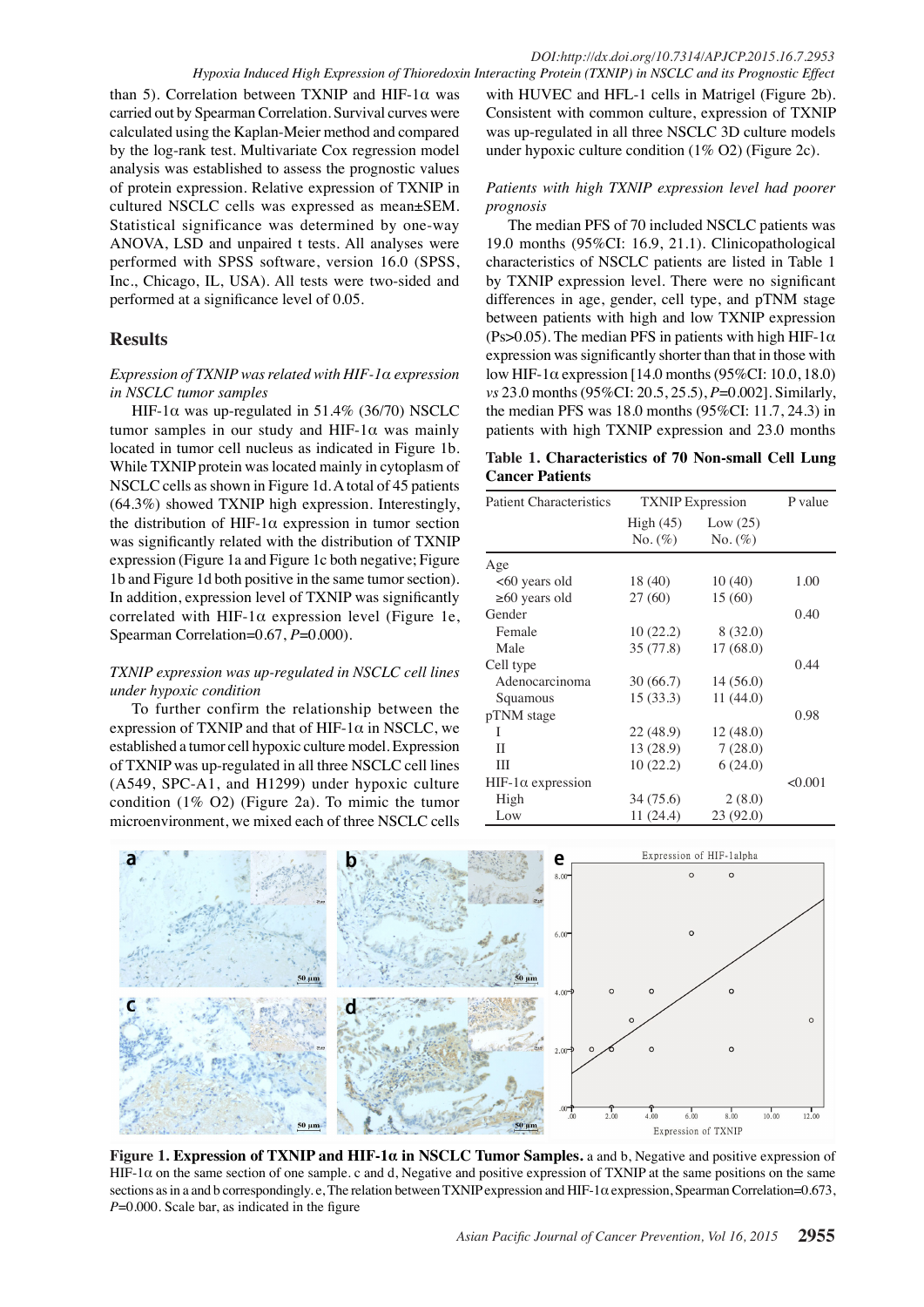than 5). Correlation between TXNIP and HIF-1α was carried out by Spearman Correlation. Survival curves were calculated using the Kaplan-Meier method and compared by the log-rank test. Multivariate Cox regression model analysis was established to assess the prognostic values of protein expression. Relative expression of TXNIP in cultured NSCLC cells was expressed as mean±SEM. Statistical significance was determined by one-way ANOVA, LSD and unpaired t tests. All analyses were performed with SPSS software, version 16.0 (SPSS, Inc., Chicago, IL, USA). All tests were two-sided and performed at a significance level of 0.05.

## Results

*Expression of TXNIP was related with HIF-1α expression in NSCLC tumor samples*

HIF-1α was up-regulated in 51.4% (36/70) NSCLC tumor samples in our study and HIF-1α was mainly located in tumor cell nucleus as indicated in Figure 1b. While TXNIP protein was located mainly in cytoplasm of NSCLC cells as shown in Figure 1d. A total of 45 patients (64.3%) showed TXNIP high expression. Interestingly, the distribution of HIF-1α expression in tumor section was significantly related with the distribution of TXNIP expression (Figure 1a and Figure 1c both negative; Figure 1b and Figure 1d both positive in the same tumor section). In addition, expression level of TXNIP was significantly correlated with HIF-1α expression level (Figure 1e, Spearman Correlation=0.67, *P*=0.000).

*TXNIP expression was up-regulated in NSCLC cell lines under hypoxic condition*

To further confirm the relationship between the expression of TXNIP and that of HIF-1α in NSCLC, we established a tumor cell hypoxic culture model. Expression of TXNIP was up-regulated in all three NSCLC cell lines (A549, SPC-A1, and H1299) under hypoxic culture condition (1% O2) (Figure 2a). To mimic the tumor microenvironment, we mixed each of three NSCLC cells with HUVEC and HFL-1 cells in Matrigel (Figure 2b). Consistent with common culture, expression of TXNIP was up-regulated in all three NSCLC 3D culture models under hypoxic culture condition (1% O2) (Figure 2c).

*Patients with high TXNIP expression level had poorer prognosis*

The median PFS of 70 included NSCLC patients was 19.0 months (95%CI: 16.9, 21.1). Clinicopathological characteristics of NSCLC patients are listed in Table 1 by TXNIP expression level. There were no significant differences in age, gender, cell type, and pTNM stage between patients with high and low TXNIP expression (Ps>0.05). The median PFS in patients with high HIF-1α expression was significantly shorter than that in those with low HIF-1α expression [14.0 months (95%CI: 10.0, 18.0) *vs* 23.0 months (95%CI: 20.5, 25.5), *P*=0.002]. Similarly, the median PFS was 18.0 months (95%CI: 11.7, 24.3) in patients with high TXNIP expression and 23.0 months

**Table 1. Characteristics of 70 Non-small Cell Lung Cancer Patients**

| Patient Characteristics | TXNIP Expression | | P value |
|---|---|---|---|
| | High (45) No. (%) | Low (25) No. (%) | |
| Age | | | |
| <60 years old | 18 (40) | 10 (40) | 1.00 |
| ≥60 years old | 27 (60) | 15 (60) | |
| Gender | | | 0.40 |
| Female | 10 (22.2) | 8 (32.0) | |
| Male | 35 (77.8) | 17 (68.0) | |
| Cell type | | | 0.44 |
| Adenocarcinoma | 30 (66.7) | 14 (56.0) | |
| Squamous | 15 (33.3) | 11 (44.0) | |
| pTNM stage | | | 0.98 |
| I | 22 (48.9) | 12 (48.0) | |
| II | 13 (28.9) | 7 (28.0) | |
| III | 10 (22.2) | 6 (24.0) | |
| HIF-1α expression | | | <0.001 |
| High | 34 (75.6) | 2 (8.0) | |
| Low | 11 (24.4) | 23 (92.0) | |

**Figure 1. Expression of TXNIP and HIF-1α in NSCLC Tumor Samples.** a and b, Negative and positive expression of HIF-1α on the same section of one sample. c and d, Negative and positive expression of TXNIP at the same positions on the same sections as in a and b correspondingly. e, The relation between TXNIP expression and HIF-1α expression, Spearman Correlation=0.673, *P*=0.000. Scale bar, as indicated in the figure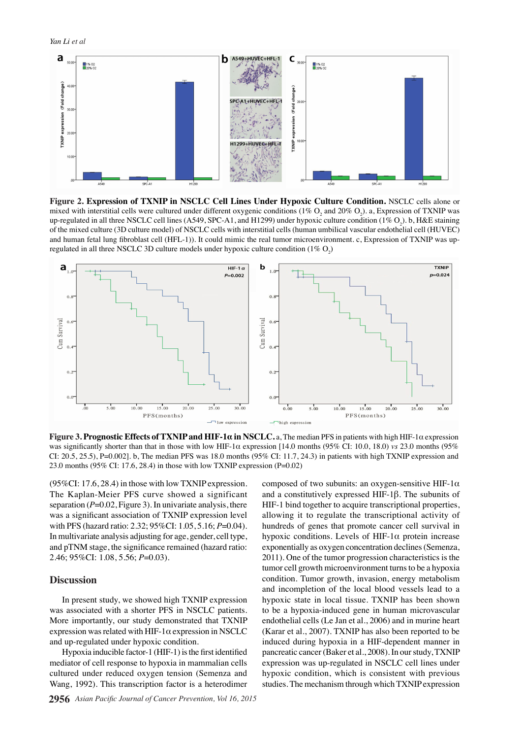**Figure 2. Expression of TXNIP in NSCLC Cell Lines Under Hypoxic Culture Condition.** NSCLC cells alone or mixed with interstitial cells were cultured under different oxygenic conditions (1% $O_2$ and 20% $O_2$). a, Expression of TXNIP was up-regulated in all three NSCLC cell lines (A549, SPC-A1, and H1299) under hypoxic culture condition (1% $O_2$). b, H&E staining of the mixed culture (3D culture model) of NSCLC cells with interstitial cells (human umbilical vascular endothelial cell (HUVEC) and human fetal lung fibroblast cell (HFL-1)). It could mimic the real tumor microenvironment. c, Expression of TXNIP was up-regulated in all three NSCLC 3D culture models under hypoxic culture condition (1% $O_2$)

**Figure 3. Prognostic Effects of TXNIP and HIF-1α in NSCLC.** a, The median PFS in patients with high HIF-1α expression was significantly shorter than that in those with low HIF-1α expression [14.0 months (95% CI: 10.0, 18.0) *vs* 23.0 months (95% CI: 20.5, 25.5), P=0.002]. b, The median PFS was 18.0 months (95% CI: 11.7, 24.3) in patients with high TXNIP expression and 23.0 months (95% CI: 17.6, 28.4) in those with low TXNIP expression (P=0.02)

(95%CI: 17.6, 28.4) in those with low TXNIP expression. The Kaplan-Meier PFS curve showed a significant separation (*P*=0.02, Figure 3). In univariate analysis, there was a significant association of TXNIP expression level with PFS (hazard ratio: 2.32; 95%CI: 1.05, 5.16; *P*=0.04). In multivariate analysis adjusting for age, gender, cell type, and pTNM stage, the significance remained (hazard ratio: 2.46; 95%CI: 1.08, 5.56; *P*=0.03).

## Discussion

In present study, we showed high TXNIP expression was associated with a shorter PFS in NSCLC patients. More importantly, our study demonstrated that TXNIP expression was related with HIF-1α expression in NSCLC and up-regulated under hypoxic condition.

Hypoxia inducible factor-1 (HIF-1) is the first identified mediator of cell response to hypoxia in mammalian cells cultured under reduced oxygen tension (Semenza and Wang, 1992). This transcription factor is a heterodimer composed of two subunits: an oxygen-sensitive HIF-1α and a constitutively expressed HIF-1β. The subunits of HIF-1 bind together to acquire transcriptional properties, allowing it to regulate the transcriptional activity of hundreds of genes that promote cancer cell survival in hypoxic conditions. Levels of HIF-1α protein increase exponentially as oxygen concentration declines (Semenza, 2011). One of the tumor progression characteristics is the tumor cell growth microenvironment turns to be a hypoxia condition. Tumor growth, invasion, energy metabolism and incompletion of the local blood vessels lead to a hypoxic state in local tissue. TXNIP has been shown to be a hypoxia-induced gene in human microvascular endothelial cells (Le Jan et al., 2006) and in murine heart (Karar et al., 2007). TXNIP has also been reported to be induced during hypoxia in a HIF-dependent manner in pancreatic cancer (Baker et al., 2008). In our study, TXNIP expression was up-regulated in NSCLC cell lines under hypoxic condition, which is consistent with previous studies. The mechanism through which TXNIP expression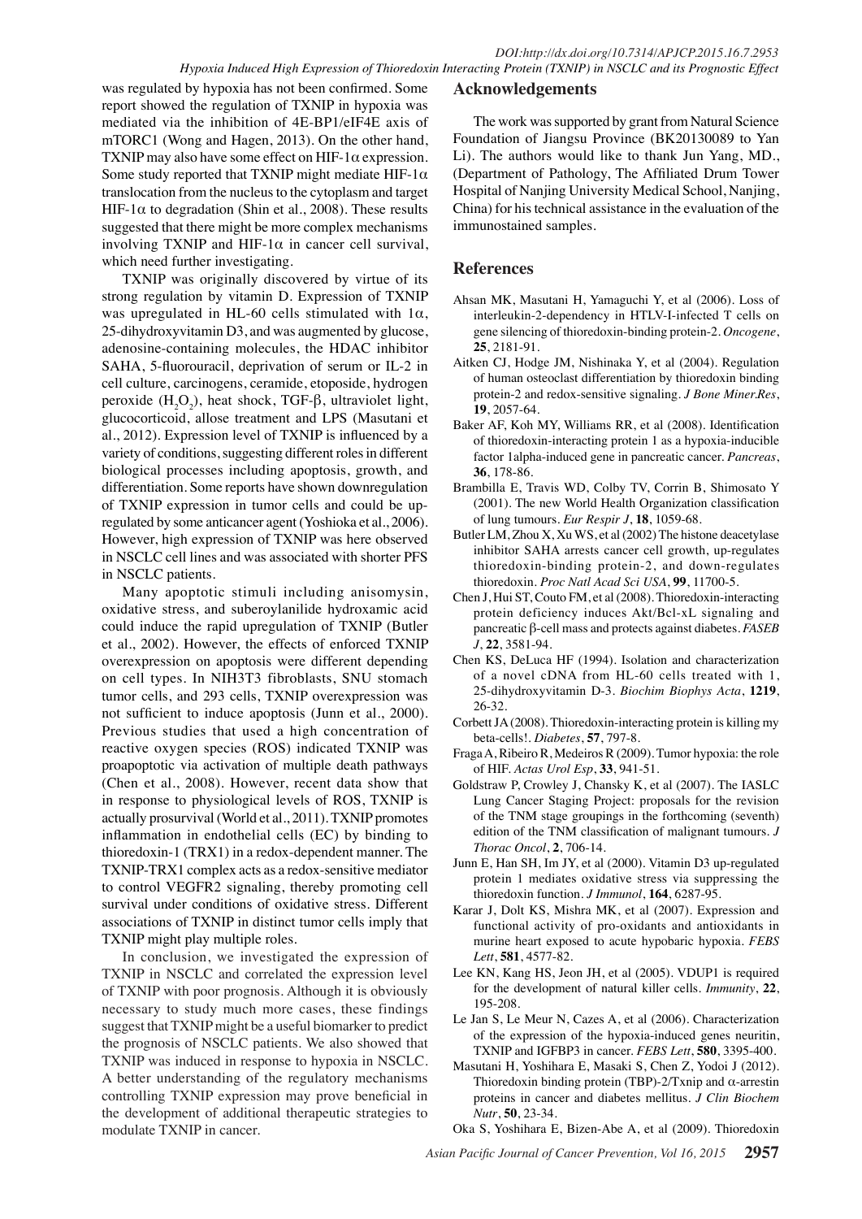was regulated by hypoxia has not been confirmed. Some report showed the regulation of TXNIP in hypoxia was mediated via the inhibition of 4E-BP1/eIF4E axis of mTORC1 (Wong and Hagen, 2013). On the other hand, TXNIP may also have some effect on HIF-1$\alpha$ expression. Some study reported that TXNIP might mediate HIF-1$\alpha$ translocation from the nucleus to the cytoplasm and target HIF-1$\alpha$ to degradation (Shin et al., 2008). These results suggested that there might be more complex mechanisms involving TXNIP and HIF-1$\alpha$ in cancer cell survival, which need further investigating.

TXNIP was originally discovered by virtue of its strong regulation by vitamin D. Expression of TXNIP was upregulated in HL-60 cells stimulated with 1$\alpha$, 25-dihydroxyvitamin D3, and was augmented by glucose, adenosine-containing molecules, the HDAC inhibitor SAHA, 5-fluorouracil, deprivation of serum or IL-2 in cell culture, carcinogens, ceramide, etoposide, hydrogen peroxide ($H_2O_2$), heat shock, TGF-$\beta$, ultraviolet light, glucocorticoid, allose treatment and LPS (Masutani et al., 2012). Expression level of TXNIP is influenced by a variety of conditions, suggesting different roles in different biological processes including apoptosis, growth, and differentiation. Some reports have shown downregulation of TXNIP expression in tumor cells and could be up-regulated by some anticancer agent (Yoshioka et al., 2006). However, high expression of TXNIP was here observed in NSCLC cell lines and was associated with shorter PFS in NSCLC patients.

Many apoptotic stimuli including anisomysin, oxidative stress, and suberoylanilide hydroxamic acid could induce the rapid upregulation of TXNIP (Butler et al., 2002). However, the effects of enforced TXNIP overexpression on apoptosis were different depending on cell types. In NIH3T3 fibroblasts, SNU stomach tumor cells, and 293 cells, TXNIP overexpression was not sufficient to induce apoptosis (Junn et al., 2000). Previous studies that used a high concentration of reactive oxygen species (ROS) indicated TXNIP was proapoptotic via activation of multiple death pathways (Chen et al., 2008). However, recent data show that in response to physiological levels of ROS, TXNIP is actually prosurvival (World et al., 2011). TXNIP promotes inflammation in endothelial cells (EC) by binding to thioredoxin-1 (TRX1) in a redox-dependent manner. The TXNIP-TRX1 complex acts as a redox-sensitive mediator to control VEGFR2 signaling, thereby promoting cell survival under conditions of oxidative stress. Different associations of TXNIP in distinct tumor cells imply that TXNIP might play multiple roles.

In conclusion, we investigated the expression of TXNIP in NSCLC and correlated the expression level of TXNIP with poor prognosis. Although it is obviously necessary to study much more cases, these findings suggest that TXNIP might be a useful biomarker to predict the prognosis of NSCLC patients. We also showed that TXNIP was induced in response to hypoxia in NSCLC. A better understanding of the regulatory mechanisms controlling TXNIP expression may prove beneficial in the development of additional therapeutic strategies to modulate TXNIP in cancer.

## Acknowledgements

The work was supported by grant from Natural Science Foundation of Jiangsu Province (BK20130089 to Yan Li). The authors would like to thank Jun Yang, MD., (Department of Pathology, The Affiliated Drum Tower Hospital of Nanjing University Medical School, Nanjing, China) for his technical assistance in the evaluation of the immunostained samples.

## References

Ahsan MK, Masutani H, Yamaguchi Y, et al (2006). Loss of interleukin-2-dependency in HTLV-I-infected T cells on gene silencing of thioredoxin-binding protein-2. *Oncogene*, **25**, 2181-91.

Aitken CJ, Hodge JM, Nishinaka Y, et al (2004). Regulation of human osteoclast differentiation by thioredoxin binding protein-2 and redox-sensitive signaling. *J Bone Miner.Res*, **19**, 2057-64.

Baker AF, Koh MY, Williams RR, et al (2008). Identification of thioredoxin-interacting protein 1 as a hypoxia-inducible factor 1alpha-induced gene in pancreatic cancer. *Pancreas*, **36**, 178-86.

Brambilla E, Travis WD, Colby TV, Corrin B, Shimosato Y (2001). The new World Health Organization classification of lung tumours. *Eur Respir J*, **18**, 1059-68.

Butler LM, Zhou X, Xu WS, et al (2002) The histone deacetylase inhibitor SAHA arrests cancer cell growth, up-regulates thioredoxin-binding protein-2, and down-regulates thioredoxin. *Proc Natl Acad Sci USA*, **99**, 11700-5.

Chen J, Hui ST, Couto FM, et al (2008). Thioredoxin-interacting protein deficiency induces Akt/Bcl-xL signaling and pancreatic β-cell mass and protects against diabetes. *FASEB J*, **22**, 3581-94.

Chen KS, DeLuca HF (1994). Isolation and characterization of a novel cDNA from HL-60 cells treated with 1, 25-dihydroxyvitamin D-3. *Biochim Biophys Acta*, **1219**, 26-32.

Corbett JA (2008). Thioredoxin-interacting protein is killing my beta-cells!. *Diabetes*, **57**, 797-8.

Fraga A, Ribeiro R, Medeiros R (2009). Tumor hypoxia: the role of HIF. *Actas Urol Esp*, **33**, 941-51.

Goldstraw P, Crowley J, Chansky K, et al (2007). The IASLC Lung Cancer Staging Project: proposals for the revision of the TNM stage groupings in the forthcoming (seventh) edition of the TNM classification of malignant tumours. *J Thorac Oncol*, **2**, 706-14.

Junn E, Han SH, Im JY, et al (2000). Vitamin D3 up-regulated protein 1 mediates oxidative stress via suppressing the thioredoxin function. *J Immunol*, **164**, 6287-95.

Karar J, Dolt KS, Mishra MK, et al (2007). Expression and functional activity of pro-oxidants and antioxidants in murine heart exposed to acute hypobaric hypoxia. *FEBS Lett*, **581**, 4577-82.

Lee KN, Kang HS, Jeon JH, et al (2005). VDUP1 is required for the development of natural killer cells. *Immunity*, **22**, 195-208.

Le Jan S, Le Meur N, Cazes A, et al (2006). Characterization of the expression of the hypoxia-induced genes neuritin, TXNIP and IGFBP3 in cancer. *FEBS Lett*, **580**, 3395-400.

Masutani H, Yoshihara E, Masaki S, Chen Z, Yodoi J (2012). Thioredoxin binding protein (TBP)-2/Txnip and α-arrestin proteins in cancer and diabetes mellitus. *J Clin Biochem Nutr*, **50**, 23-34.

Oka S, Yoshihara E, Bizen-Abe A, et al (2009). Thioredoxin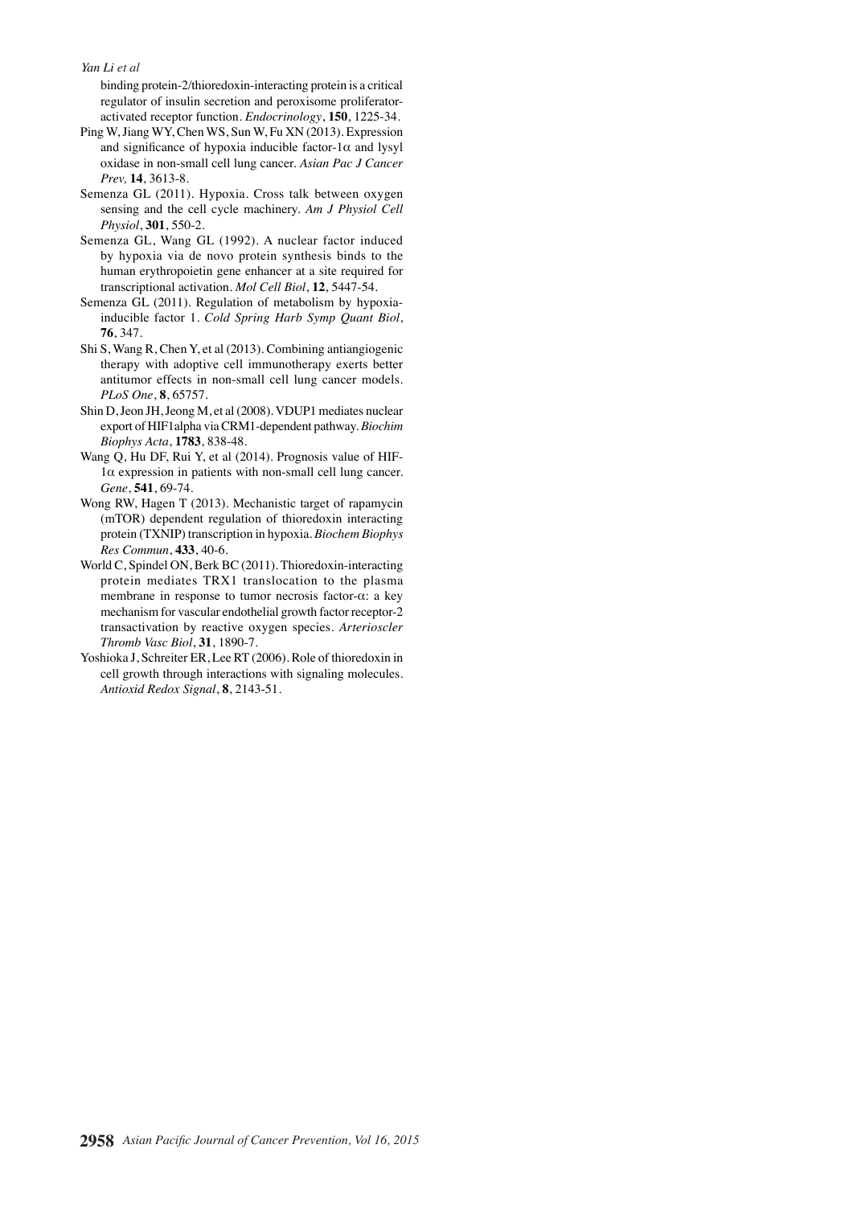binding protein-2/thioredoxin-interacting protein is a critical regulator of insulin secretion and peroxisome proliferator-activated receptor function. *Endocrinology*, **150**, 1225-34.

Ping W, Jiang WY, Chen WS, Sun W, Fu XN (2013). Expression and significance of hypoxia inducible factor-1$\alpha$ and lysyl oxidase in non-small cell lung cancer. *Asian Pac J Cancer Prev,* **14**, 3613-8.

Semenza GL (2011). Hypoxia. Cross talk between oxygen sensing and the cell cycle machinery. *Am J Physiol Cell Physiol*, **301**, 550-2.

Semenza GL, Wang GL (1992). A nuclear factor induced by hypoxia via de novo protein synthesis binds to the human erythropoietin gene enhancer at a site required for transcriptional activation. *Mol Cell Biol*, **12**, 5447-54.

Semenza GL (2011). Regulation of metabolism by hypoxia-inducible factor 1. *Cold Spring Harb Symp Quant Biol*, **76**, 347.

Shi S, Wang R, Chen Y, et al (2013). Combining antiangiogenic therapy with adoptive cell immunotherapy exerts better antitumor effects in non-small cell lung cancer models. *PLoS One*, **8**, 65757.

Shin D, Jeon JH, Jeong M, et al (2008). VDUP1 mediates nuclear export of HIF1alpha via CRM1-dependent pathway. *Biochim Biophys Acta*, **1783**, 838-48.

Wang Q, Hu DF, Rui Y, et al (2014). Prognosis value of HIF-1$\alpha$ expression in patients with non-small cell lung cancer. *Gene*, **541**, 69-74.

Wong RW, Hagen T (2013). Mechanistic target of rapamycin (mTOR) dependent regulation of thioredoxin interacting protein (TXNIP) transcription in hypoxia. *Biochem Biophys Res Commun*, **433**, 40-6.

World C, Spindel ON, Berk BC (2011). Thioredoxin-interacting protein mediates TRX1 translocation to the plasma membrane in response to tumor necrosis factor-$\alpha$: a key mechanism for vascular endothelial growth factor receptor-2 transactivation by reactive oxygen species. *Arterioscler Thromb Vasc Biol*, **31**, 1890-7.

Yoshioka J, Schreiter ER, Lee RT (2006). Role of thioredoxin in cell growth through interactions with signaling molecules. *Antioxid Redox Signal*, **8**, 2143-51.